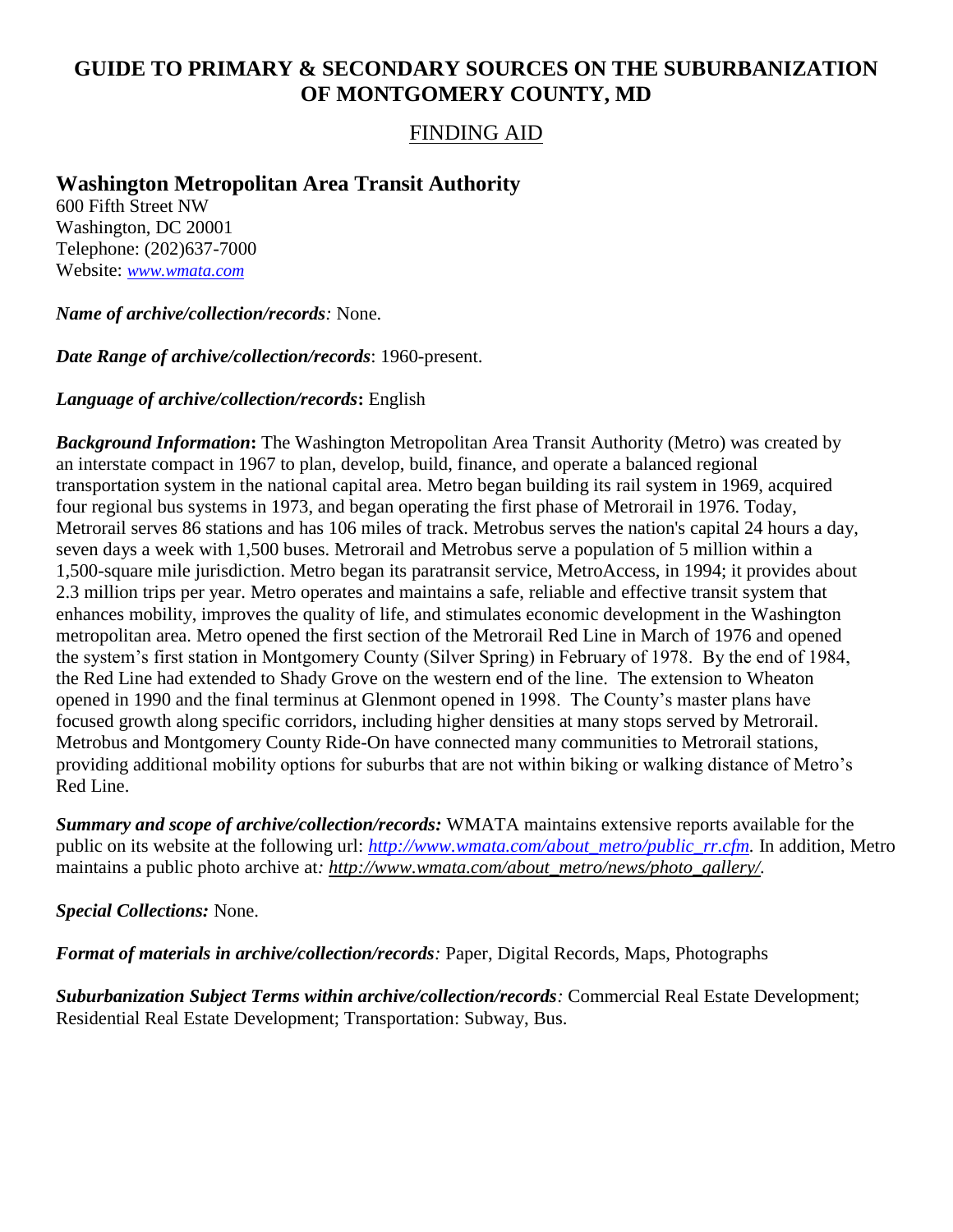# GUIDE TO PRIMARY & SECONDARY SOURCES ON THE SUBURBANIZATION OF MONTGOMERY COUNTY, MD

## FINDING AID

### Washington Metropolitan Area Transit Authority

600 Fifth Street NW
Washington, DC 20001
Telephone: (202)637-7000
Website: *www.wmata.com*

***Name of archive/collection/records**:* None.

***Date Range of archive/collection/records***: 1960-present.

***Language of archive/collection/records*****:** English

***Background Information*****:** The Washington Metropolitan Area Transit Authority (Metro) was created by an interstate compact in 1967 to plan, develop, build, finance, and operate a balanced regional transportation system in the national capital area. Metro began building its rail system in 1969, acquired four regional bus systems in 1973, and began operating the first phase of Metrorail in 1976. Today, Metrorail serves 86 stations and has 106 miles of track. Metrobus serves the nation's capital 24 hours a day, seven days a week with 1,500 buses. Metrorail and Metrobus serve a population of 5 million within a 1,500-square mile jurisdiction. Metro began its paratransit service, MetroAccess, in 1994; it provides about 2.3 million trips per year. Metro operates and maintains a safe, reliable and effective transit system that enhances mobility, improves the quality of life, and stimulates economic development in the Washington metropolitan area. Metro opened the first section of the Metrorail Red Line in March of 1976 and opened the system's first station in Montgomery County (Silver Spring) in February of 1978. By the end of 1984, the Red Line had extended to Shady Grove on the western end of the line. The extension to Wheaton opened in 1990 and the final terminus at Glenmont opened in 1998. The County's master plans have focused growth along specific corridors, including higher densities at many stops served by Metrorail. Metrobus and Montgomery County Ride-On have connected many communities to Metrorail stations, providing additional mobility options for suburbs that are not within biking or walking distance of Metro's Red Line.

***Summary and scope of archive/collection/records:*** WMATA maintains extensive reports available for the public on its website at the following url: *http://www.wmata.com/about_metro/public_rr.cfm.* In addition, Metro maintains a public photo archive at*: http://www.wmata.com/about_metro/news/photo_gallery/.*

***Special Collections:*** None.

***Format of materials in archive/collection/records**:* Paper, Digital Records, Maps, Photographs

***Suburbanization Subject Terms within archive/collection/records**:* Commercial Real Estate Development; Residential Real Estate Development; Transportation: Subway, Bus.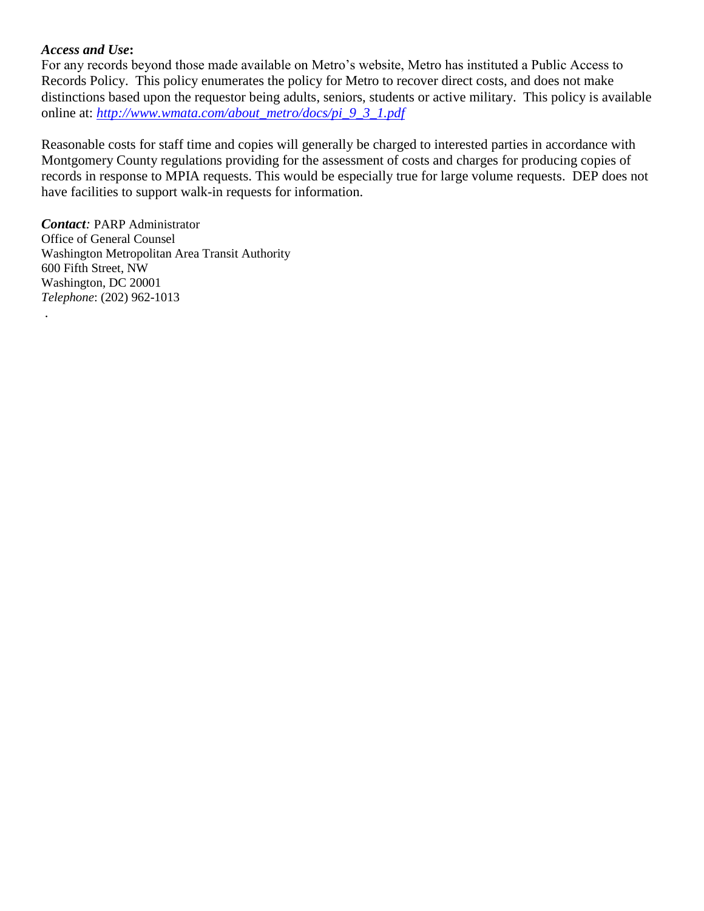***Access and Use*:**
For any records beyond those made available on Metro's website, Metro has instituted a Public Access to Records Policy. This policy enumerates the policy for Metro to recover direct costs, and does not make distinctions based upon the requestor being adults, seniors, students or active military. This policy is available online at: *http://www.wmata.com/about_metro/docs/pi_9_3_1.pdf*

Reasonable costs for staff time and copies will generally be charged to interested parties in accordance with Montgomery County regulations providing for the assessment of costs and charges for producing copies of records in response to MPIA requests. This would be especially true for large volume requests. DEP does not have facilities to support walk-in requests for information.

***Contact*:** PARP Administrator
Office of General Counsel
Washington Metropolitan Area Transit Authority
600 Fifth Street, NW
Washington, DC 20001
*Telephone*: (202) 962-1013